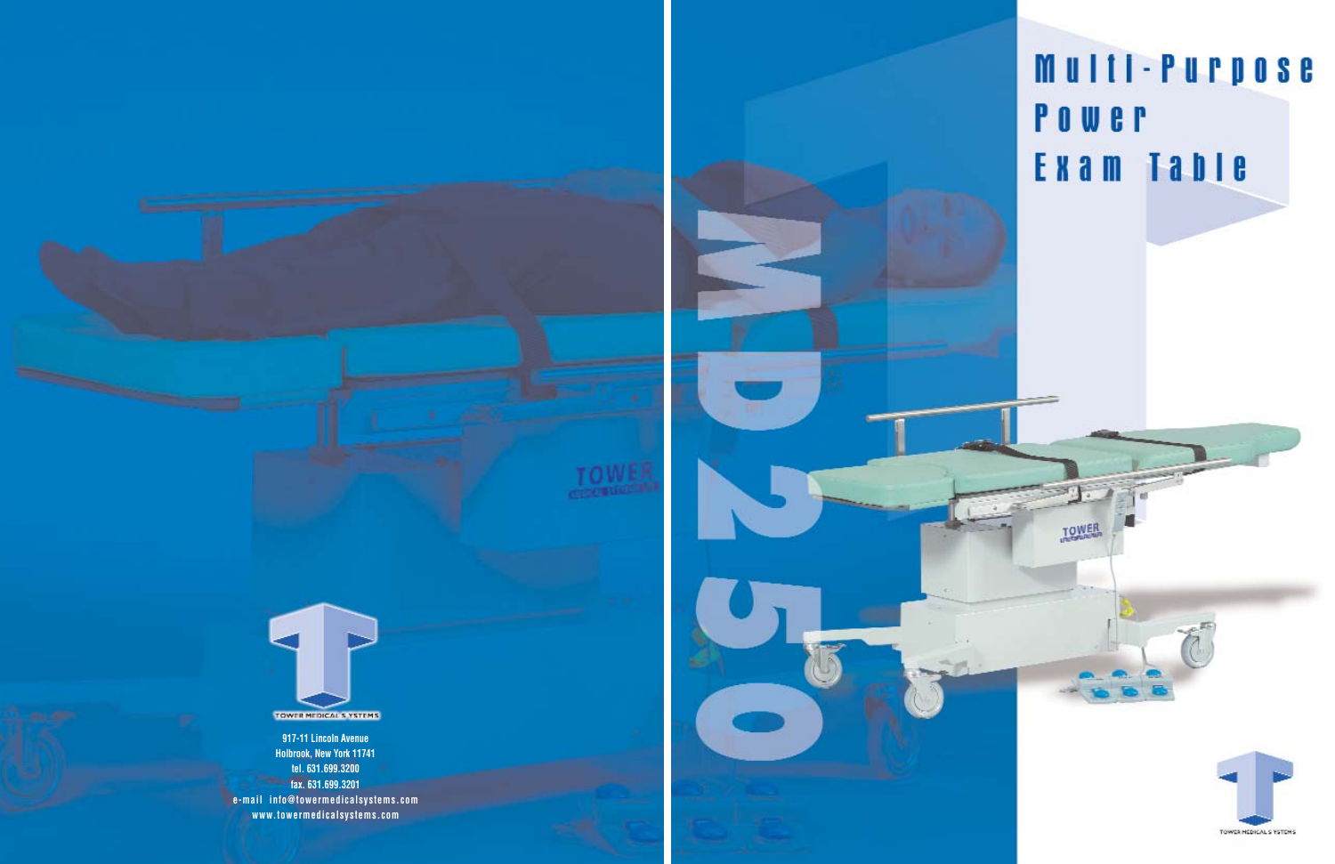# Multi-Purpose Power Exam Table

MD250

TOWER MEDICAL SYSTEMS

917-11 Lincoln Avenue
Holbrook, New York 11741
tel. 631.699.3200
fax. 631.699.3201
e-mail info@towermedicalsystems.com
www.towermedicalsystems.com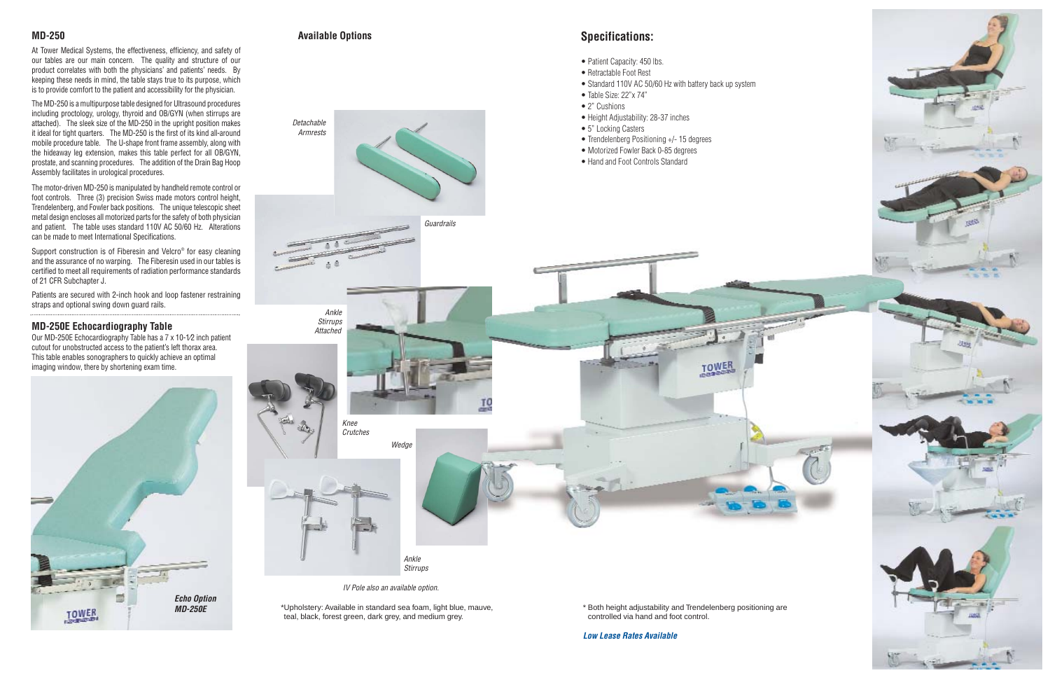## MD-250

At Tower Medical Systems, the effectiveness, efficiency, and safety of our tables are our main concern. The quality and structure of our product correlates with both the physicians' and patients' needs. By keeping these needs in mind, the table stays true to its purpose, which is to provide comfort to the patient and accessibility for the physician.

The MD-250 is a multipurpose table designed for Ultrasound procedures including proctology, urology, thyroid and OB/GYN (when stirrups are attached). The sleek size of the MD-250 in the upright position makes it ideal for tight quarters. The MD-250 is the first of its kind all-around mobile procedure table. The U-shape front frame assembly, along with the hideaway leg extension, makes this table perfect for all OB/GYN, prostate, and scanning procedures. The addition of the Drain Bag Hoop Assembly facilitates in urological procedures.

The motor-driven MD-250 is manipulated by handheld remote control or foot controls. Three (3) precision Swiss made motors control height, Trendelenberg, and Fowler back positions. The unique telescopic sheet metal design encloses all motorized parts for the safety of both physician and patient. The table uses standard 110V AC 50/60 Hz. Alterations can be made to meet International Specifications.

Support construction is of Fiberesin and Velcro® for easy cleaning and the assurance of no warping. The Fiberesin used in our tables is certified to meet all requirements of radiation performance standards of 21 CFR Subchapter J.

Patients are secured with 2-inch hook and loop fastener restraining straps and optional swing down guard rails.

## MD-250E Echocardiography Table

Our MD-250E Echocardiography Table has a 7 x 10-1⁄2 inch patient cutout for unobstructed access to the patient's left thorax area. This table enables sonographers to quickly achieve an optimal imaging window, there by shortening exam time.

*Echo Option*
*MD-250E*

## Available Options

*Detachable Armrests*

*Guardrails*

*Ankle Stirrups Attached*

*Knee Crutches*

*Wedge*

*Ankle Stirrups*

*IV Pole also an available option.*

*Upholstery: Available in standard sea foam, light blue, mauve, teal, black, forest green, dark grey, and medium grey.

## Specifications:

- Patient Capacity: 450 lbs.
- Retractable Foot Rest
- Standard 110V AC 50/60 Hz with battery back up system
- Table Size: 22"x 74"
- 2" Cushions
- Height Adjustability: 28-37 inches
- 5" Locking Casters
- Trendelenberg Positioning +/- 15 degrees
- Motorized Fowler Back 0-85 degrees
- Hand and Foot Controls Standard

\* Both height adjustability and Trendelenberg positioning are controlled via hand and foot control.

***Low Lease Rates Available***